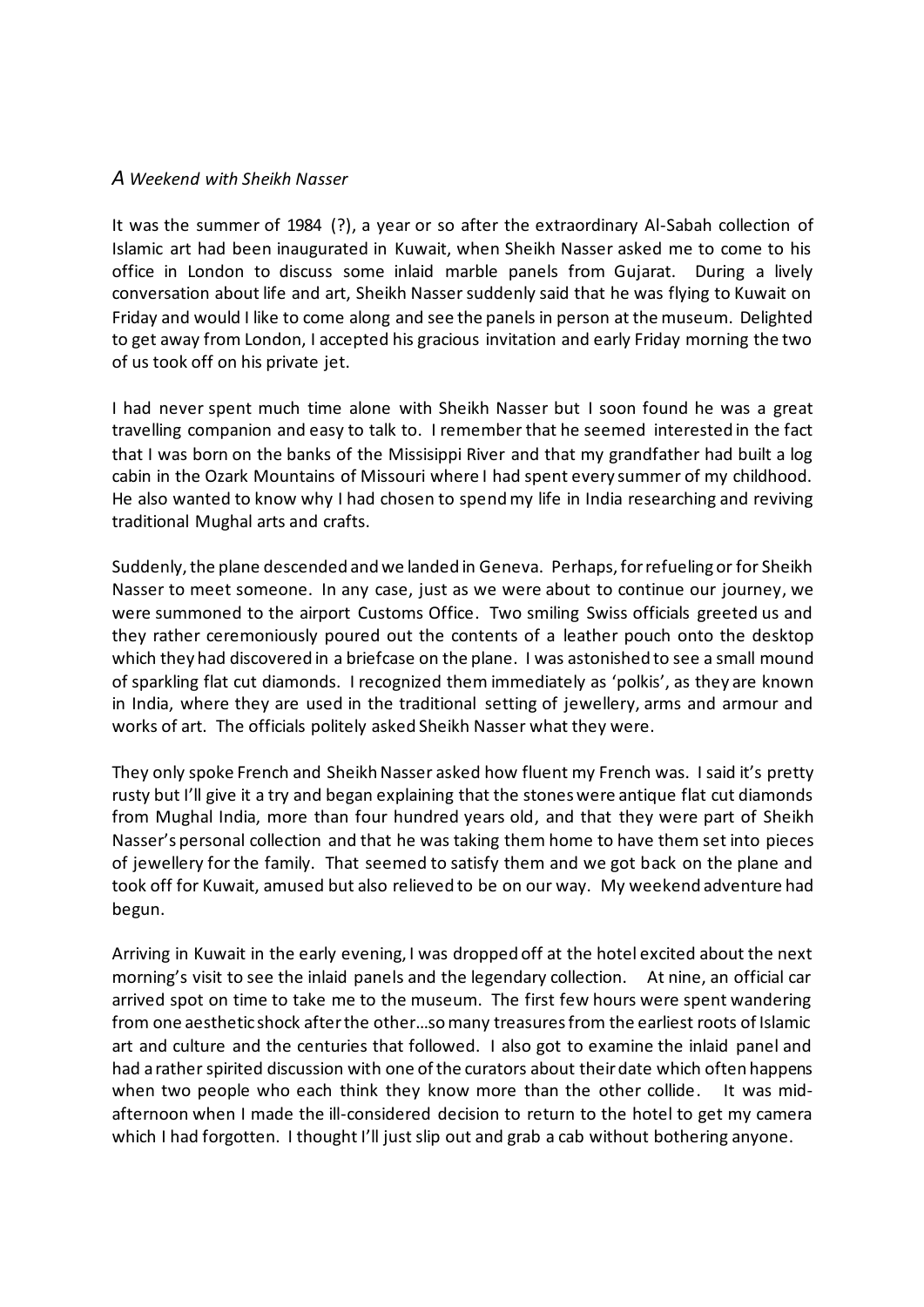*A Weekend with Sheikh Nasser*

It was the summer of 1984 (?), a year or so after the extraordinary Al-Sabah collection of Islamic art had been inaugurated in Kuwait, when Sheikh Nasser asked me to come to his office in London to discuss some inlaid marble panels from Gujarat. During a lively conversation about life and art, Sheikh Nasser suddenly said that he was flying to Kuwait on Friday and would I like to come along and see the panels in person at the museum. Delighted to get away from London, I accepted his gracious invitation and early Friday morning the two of us took off on his private jet.

I had never spent much time alone with Sheikh Nasser but I soon found he was a great travelling companion and easy to talk to. I remember that he seemed interested in the fact that I was born on the banks of the Missisippi River and that my grandfather had built a log cabin in the Ozark Mountains of Missouri where I had spent every summer of my childhood. He also wanted to know why I had chosen to spend my life in India researching and reviving traditional Mughal arts and crafts.

Suddenly, the plane descended and we landed in Geneva. Perhaps, for refueling or for Sheikh Nasser to meet someone. In any case, just as we were about to continue our journey, we were summoned to the airport Customs Office. Two smiling Swiss officials greeted us and they rather ceremoniously poured out the contents of a leather pouch onto the desktop which they had discovered in a briefcase on the plane. I was astonished to see a small mound of sparkling flat cut diamonds. I recognized them immediately as 'polkis', as they are known in India, where they are used in the traditional setting of jewellery, arms and armour and works of art. The officials politely asked Sheikh Nasser what they were.

They only spoke French and Sheikh Nasser asked how fluent my French was. I said it's pretty rusty but I'll give it a try and began explaining that the stones were antique flat cut diamonds from Mughal India, more than four hundred years old, and that they were part of Sheikh Nasser's personal collection and that he was taking them home to have them set into pieces of jewellery for the family. That seemed to satisfy them and we got back on the plane and took off for Kuwait, amused but also relieved to be on our way. My weekend adventure had begun.

Arriving in Kuwait in the early evening, I was dropped off at the hotel excited about the next morning's visit to see the inlaid panels and the legendary collection. At nine, an official car arrived spot on time to take me to the museum. The first few hours were spent wandering from one aesthetic shock after the other…so many treasures from the earliest roots of Islamic art and culture and the centuries that followed. I also got to examine the inlaid panel and had a rather spirited discussion with one of the curators about their date which often happens when two people who each think they know more than the other collide. It was mid-afternoon when I made the ill-considered decision to return to the hotel to get my camera which I had forgotten. I thought I'll just slip out and grab a cab without bothering anyone.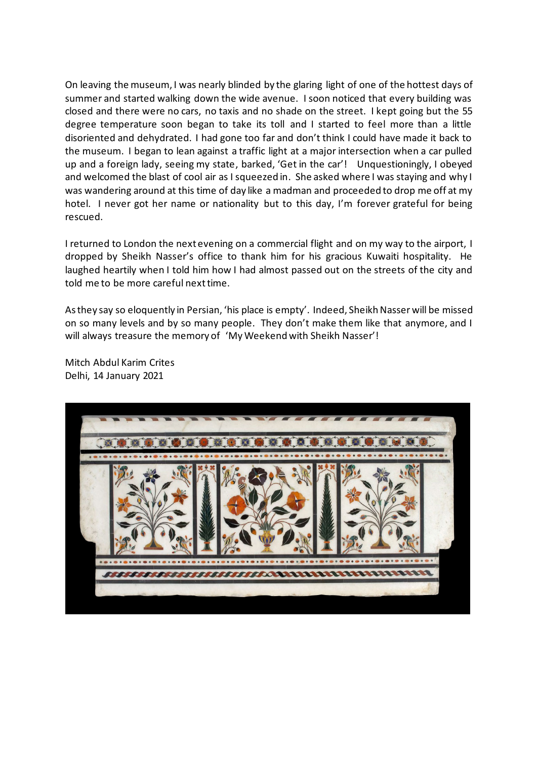On leaving the museum, I was nearly blinded by the glaring light of one of the hottest days of summer and started walking down the wide avenue. I soon noticed that every building was closed and there were no cars, no taxis and no shade on the street. I kept going but the 55 degree temperature soon began to take its toll and I started to feel more than a little disoriented and dehydrated. I had gone too far and don't think I could have made it back to the museum. I began to lean against a traffic light at a major intersection when a car pulled up and a foreign lady, seeing my state, barked, 'Get in the car'! Unquestioningly, I obeyed and welcomed the blast of cool air as I squeezed in. She asked where I was staying and why I was wandering around at this time of day like a madman and proceeded to drop me off at my hotel. I never got her name or nationality but to this day, I'm forever grateful for being rescued.

I returned to London the next evening on a commercial flight and on my way to the airport, I dropped by Sheikh Nasser's office to thank him for his gracious Kuwaiti hospitality. He laughed heartily when I told him how I had almost passed out on the streets of the city and told me to be more careful next time.

As they say so eloquently in Persian, 'his place is empty'. Indeed, Sheikh Nasser will be missed on so many levels and by so many people. They don't make them like that anymore, and I will always treasure the memory of 'My Weekend with Sheikh Nasser'!

Mitch Abdul Karim Crites
Delhi, 14 January 2021